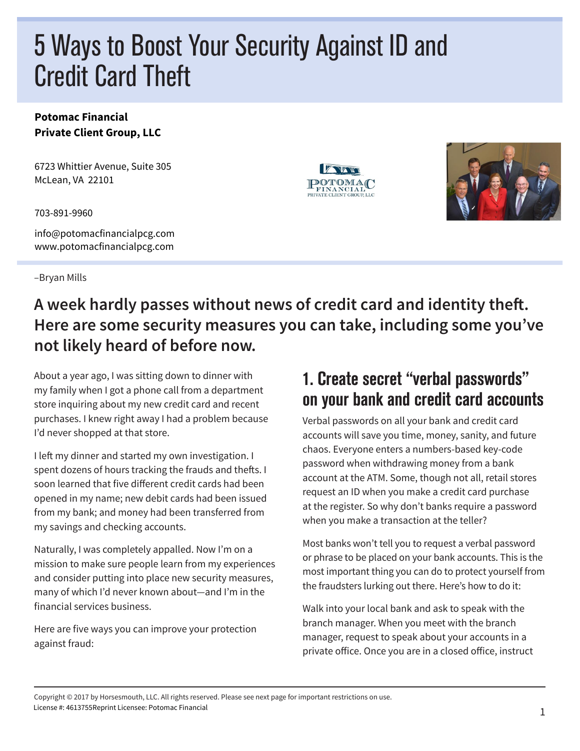# 5 Ways to Boost Your Security Against ID and Credit Card Theft

**Potomac Financial**
**Private Client Group, LLC**

6723 Whittier Avenue, Suite 305
McLean, VA 22101

703-891-9960

info@potomacfinancialpcg.com
www.potomacfinancialpcg.com

–Bryan Mills

## A week hardly passes without news of credit card and identity theft. Here are some security measures you can take, including some you've not likely heard of before now.

About a year ago, I was sitting down to dinner with my family when I got a phone call from a department store inquiring about my new credit card and recent purchases. I knew right away I had a problem because I'd never shopped at that store.

I left my dinner and started my own investigation. I spent dozens of hours tracking the frauds and thefts. I soon learned that five different credit cards had been opened in my name; new debit cards had been issued from my bank; and money had been transferred from my savings and checking accounts.

Naturally, I was completely appalled. Now I'm on a mission to make sure people learn from my experiences and consider putting into place new security measures, many of which I'd never known about—and I'm in the financial services business.

Here are five ways you can improve your protection against fraud:

### 1. Create secret "verbal passwords" on your bank and credit card accounts

Verbal passwords on all your bank and credit card accounts will save you time, money, sanity, and future chaos. Everyone enters a numbers-based key-code password when withdrawing money from a bank account at the ATM. Some, though not all, retail stores request an ID when you make a credit card purchase at the register. So why don't banks require a password when you make a transaction at the teller?

Most banks won't tell you to request a verbal password or phrase to be placed on your bank accounts. This is the most important thing you can do to protect yourself from the fraudsters lurking out there. Here's how to do it:

Walk into your local bank and ask to speak with the branch manager. When you meet with the branch manager, request to speak about your accounts in a private office. Once you are in a closed office, instruct

Copyright © 2017 by Horsesmouth, LLC. All rights reserved. Please see next page for important restrictions on use.
License #: 4613755Reprint Licensee: Potomac Financial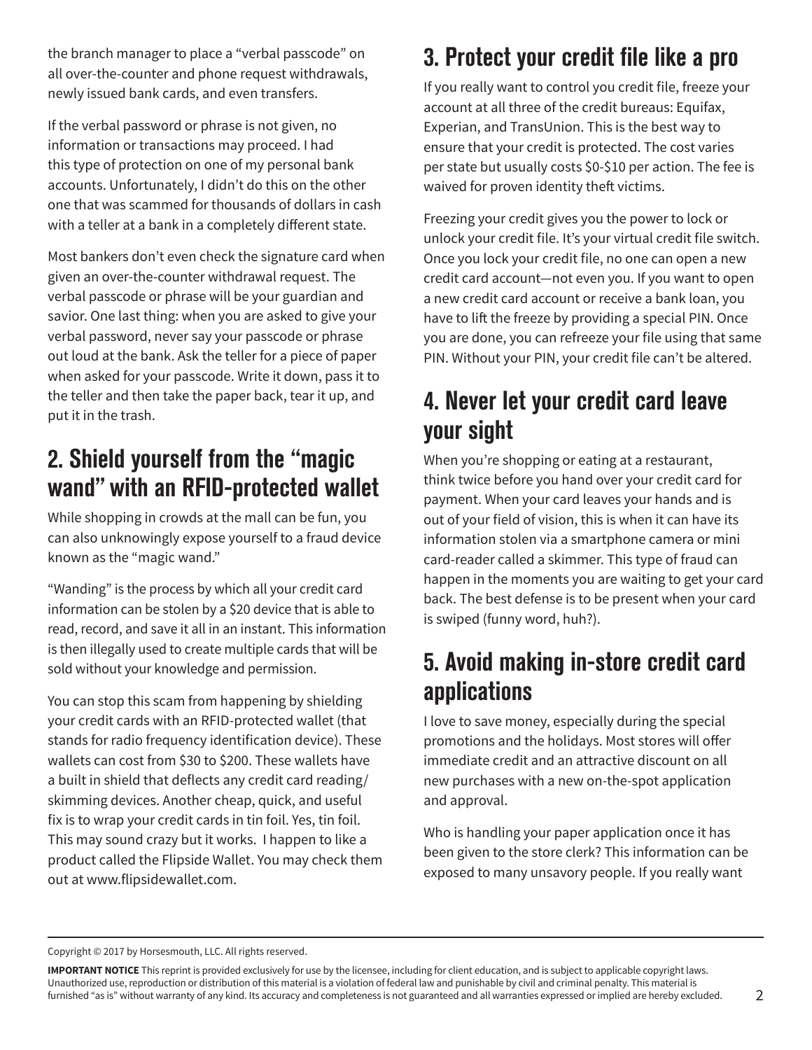the branch manager to place a "verbal passcode" on all over-the-counter and phone request withdrawals, newly issued bank cards, and even transfers.

If the verbal password or phrase is not given, no information or transactions may proceed. I had this type of protection on one of my personal bank accounts. Unfortunately, I didn't do this on the other one that was scammed for thousands of dollars in cash with a teller at a bank in a completely different state.

Most bankers don't even check the signature card when given an over-the-counter withdrawal request. The verbal passcode or phrase will be your guardian and savior. One last thing: when you are asked to give your verbal password, never say your passcode or phrase out loud at the bank. Ask the teller for a piece of paper when asked for your passcode. Write it down, pass it to the teller and then take the paper back, tear it up, and put it in the trash.

## 2. Shield yourself from the "magic wand" with an RFID-protected wallet

While shopping in crowds at the mall can be fun, you can also unknowingly expose yourself to a fraud device known as the "magic wand."

"Wanding" is the process by which all your credit card information can be stolen by a $20 device that is able to read, record, and save it all in an instant. This information is then illegally used to create multiple cards that will be sold without your knowledge and permission.

You can stop this scam from happening by shielding your credit cards with an RFID-protected wallet (that stands for radio frequency identification device). These wallets can cost from $30 to $200. These wallets have a built in shield that deflects any credit card reading/skimming devices. Another cheap, quick, and useful fix is to wrap your credit cards in tin foil. Yes, tin foil. This may sound crazy but it works. I happen to like a product called the Flipside Wallet. You may check them out at www.flipsidewallet.com.

## 3. Protect your credit file like a pro

If you really want to control you credit file, freeze your account at all three of the credit bureaus: Equifax, Experian, and TransUnion. This is the best way to ensure that your credit is protected. The cost varies per state but usually costs $0-$10 per action. The fee is waived for proven identity theft victims.

Freezing your credit gives you the power to lock or unlock your credit file. It's your virtual credit file switch. Once you lock your credit file, no one can open a new credit card account—not even you. If you want to open a new credit card account or receive a bank loan, you have to lift the freeze by providing a special PIN. Once you are done, you can refreeze your file using that same PIN. Without your PIN, your credit file can't be altered.

## 4. Never let your credit card leave your sight

When you're shopping or eating at a restaurant, think twice before you hand over your credit card for payment. When your card leaves your hands and is out of your field of vision, this is when it can have its information stolen via a smartphone camera or mini card-reader called a skimmer. This type of fraud can happen in the moments you are waiting to get your card back. The best defense is to be present when your card is swiped (funny word, huh?).

## 5. Avoid making in-store credit card applications

I love to save money, especially during the special promotions and the holidays. Most stores will offer immediate credit and an attractive discount on all new purchases with a new on-the-spot application and approval.

Who is handling your paper application once it has been given to the store clerk? This information can be exposed to many unsavory people. If you really want

---

Copyright © 2017 by Horsesmouth, LLC. All rights reserved.

**IMPORTANT NOTICE** This reprint is provided exclusively for use by the licensee, including for client education, and is subject to applicable copyright laws. Unauthorized use, reproduction or distribution of this material is a violation of federal law and punishable by civil and criminal penalty. This material is furnished "as is" without warranty of any kind. Its accuracy and completeness is not guaranteed and all warranties expressed or implied are hereby excluded.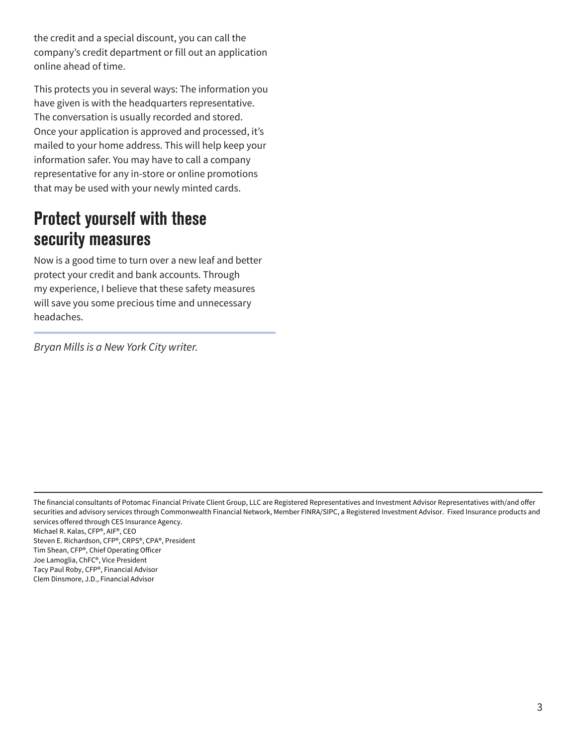the credit and a special discount, you can call the company's credit department or fill out an application online ahead of time.

This protects you in several ways: The information you have given is with the headquarters representative. The conversation is usually recorded and stored. Once your application is approved and processed, it's mailed to your home address. This will help keep your information safer. You may have to call a company representative for any in-store or online promotions that may be used with your newly minted cards.

## Protect yourself with these security measures

Now is a good time to turn over a new leaf and better protect your credit and bank accounts. Through my experience, I believe that these safety measures will save you some precious time and unnecessary headaches.

---

*Bryan Mills is a New York City writer.*

---

The financial consultants of Potomac Financial Private Client Group, LLC are Registered Representatives and Investment Advisor Representatives with/and offer securities and advisory services through Commonwealth Financial Network, Member FINRA/SIPC, a Registered Investment Advisor. Fixed Insurance products and services offered through CES Insurance Agency.
Michael R. Kalas, CFP®, AIF®, CEO
Steven E. Richardson, CFP®, CRPS®, CPA®, President
Tim Shean, CFP®, Chief Operating Officer
Joe Lamoglia, ChFC®, Vice President
Tacy Paul Roby, CFP®, Financial Advisor
Clem Dinsmore, J.D., Financial Advisor